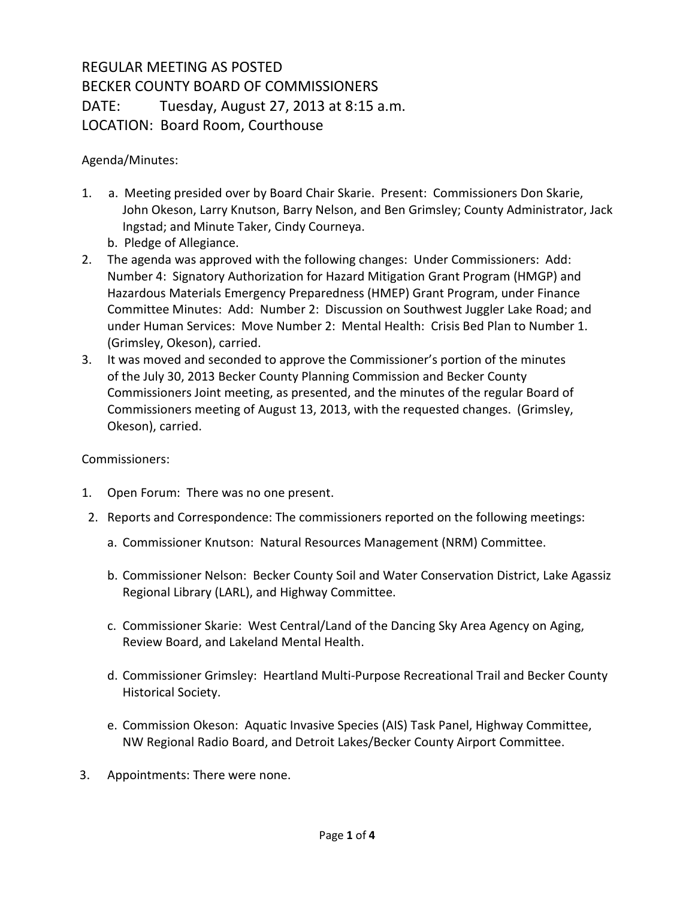# REGULAR MEETING AS POSTED
# BECKER COUNTY BOARD OF COMMISSIONERS

DATE: Tuesday, August 27, 2013 at 8:15 a.m.

LOCATION: Board Room, Courthouse

Agenda/Minutes:

1. a. Meeting presided over by Board Chair Skarie. Present: Commissioners Don Skarie, John Okeson, Larry Knutson, Barry Nelson, and Ben Grimsley; County Administrator, Jack Ingstad; and Minute Taker, Cindy Courneya.
   b. Pledge of Allegiance.
2. The agenda was approved with the following changes: Under Commissioners: Add: Number 4: Signatory Authorization for Hazard Mitigation Grant Program (HMGP) and Hazardous Materials Emergency Preparedness (HMEP) Grant Program, under Finance Committee Minutes: Add: Number 2: Discussion on Southwest Juggler Lake Road; and under Human Services: Move Number 2: Mental Health: Crisis Bed Plan to Number 1. (Grimsley, Okeson), carried.
3. It was moved and seconded to approve the Commissioner's portion of the minutes of the July 30, 2013 Becker County Planning Commission and Becker County Commissioners Joint meeting, as presented, and the minutes of the regular Board of Commissioners meeting of August 13, 2013, with the requested changes. (Grimsley, Okeson), carried.

Commissioners:

1. Open Forum: There was no one present.
2. Reports and Correspondence: The commissioners reported on the following meetings:
   a. Commissioner Knutson: Natural Resources Management (NRM) Committee.
   b. Commissioner Nelson: Becker County Soil and Water Conservation District, Lake Agassiz Regional Library (LARL), and Highway Committee.
   c. Commissioner Skarie: West Central/Land of the Dancing Sky Area Agency on Aging, Review Board, and Lakeland Mental Health.
   d. Commissioner Grimsley: Heartland Multi-Purpose Recreational Trail and Becker County Historical Society.
   e. Commission Okeson: Aquatic Invasive Species (AIS) Task Panel, Highway Committee, NW Regional Radio Board, and Detroit Lakes/Becker County Airport Committee.
3. Appointments: There were none.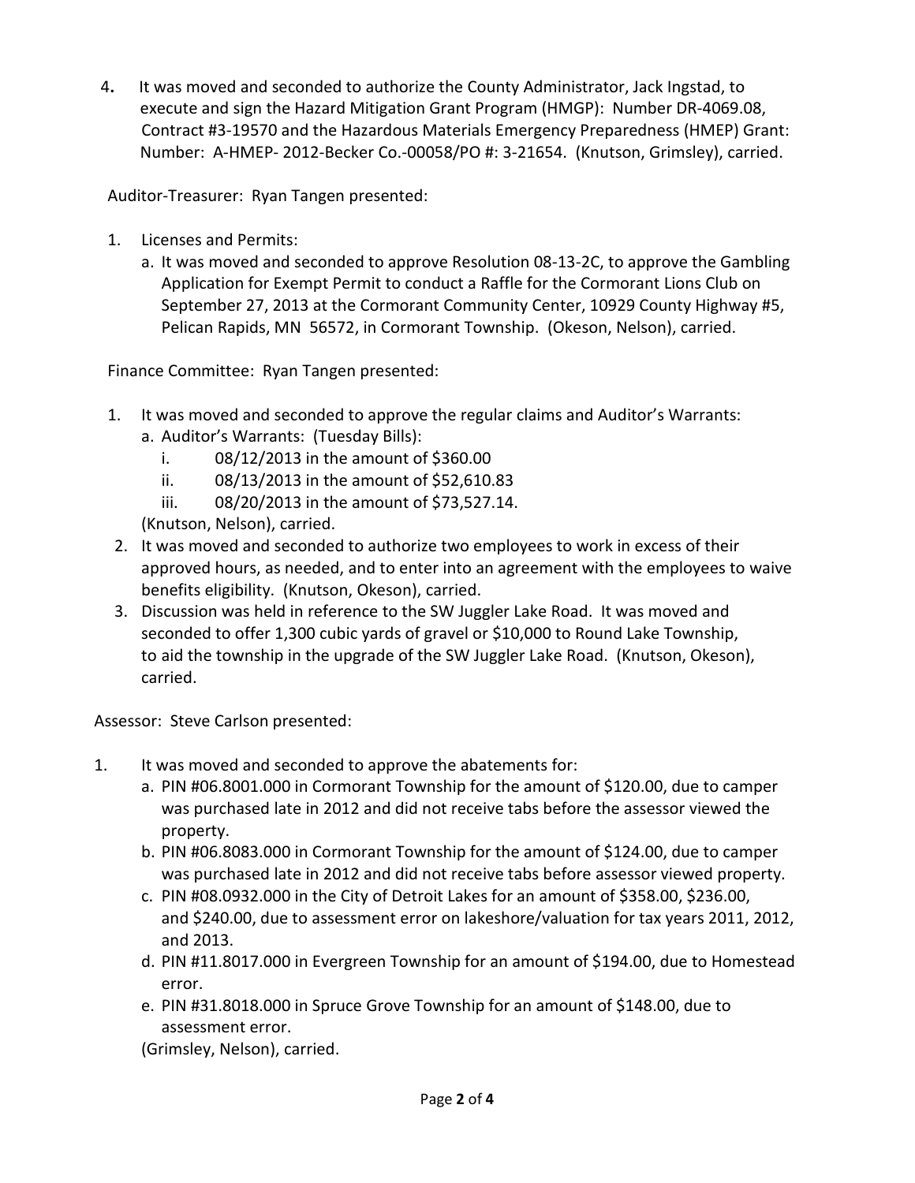4. It was moved and seconded to authorize the County Administrator, Jack Ingstad, to execute and sign the Hazard Mitigation Grant Program (HMGP): Number DR-4069.08, Contract #3-19570 and the Hazardous Materials Emergency Preparedness (HMEP) Grant: Number: A-HMEP- 2012-Becker Co.-00058/PO #: 3-21654. (Knutson, Grimsley), carried.

Auditor-Treasurer: Ryan Tangen presented:

1. Licenses and Permits:
   a. It was moved and seconded to approve Resolution 08-13-2C, to approve the Gambling Application for Exempt Permit to conduct a Raffle for the Cormorant Lions Club on September 27, 2013 at the Cormorant Community Center, 10929 County Highway #5, Pelican Rapids, MN 56572, in Cormorant Township. (Okeson, Nelson), carried.

Finance Committee: Ryan Tangen presented:

1. It was moved and seconded to approve the regular claims and Auditor's Warrants:
   a. Auditor's Warrants: (Tuesday Bills):
      i. 08/12/2013 in the amount of $360.00
      ii. 08/13/2013 in the amount of $52,610.83
      iii. 08/20/2013 in the amount of $73,527.14.

   (Knutson, Nelson), carried.
2. It was moved and seconded to authorize two employees to work in excess of their approved hours, as needed, and to enter into an agreement with the employees to waive benefits eligibility. (Knutson, Okeson), carried.
3. Discussion was held in reference to the SW Juggler Lake Road. It was moved and seconded to offer 1,300 cubic yards of gravel or $10,000 to Round Lake Township, to aid the township in the upgrade of the SW Juggler Lake Road. (Knutson, Okeson), carried.

Assessor: Steve Carlson presented:

1. It was moved and seconded to approve the abatements for:
   a. PIN #06.8001.000 in Cormorant Township for the amount of $120.00, due to camper was purchased late in 2012 and did not receive tabs before the assessor viewed the property.
   b. PIN #06.8083.000 in Cormorant Township for the amount of $124.00, due to camper was purchased late in 2012 and did not receive tabs before assessor viewed property.
   c. PIN #08.0932.000 in the City of Detroit Lakes for an amount of $358.00, $236.00, and $240.00, due to assessment error on lakeshore/valuation for tax years 2011, 2012, and 2013.
   d. PIN #11.8017.000 in Evergreen Township for an amount of $194.00, due to Homestead error.
   e. PIN #31.8018.000 in Spruce Grove Township for an amount of $148.00, due to assessment error.

   (Grimsley, Nelson), carried.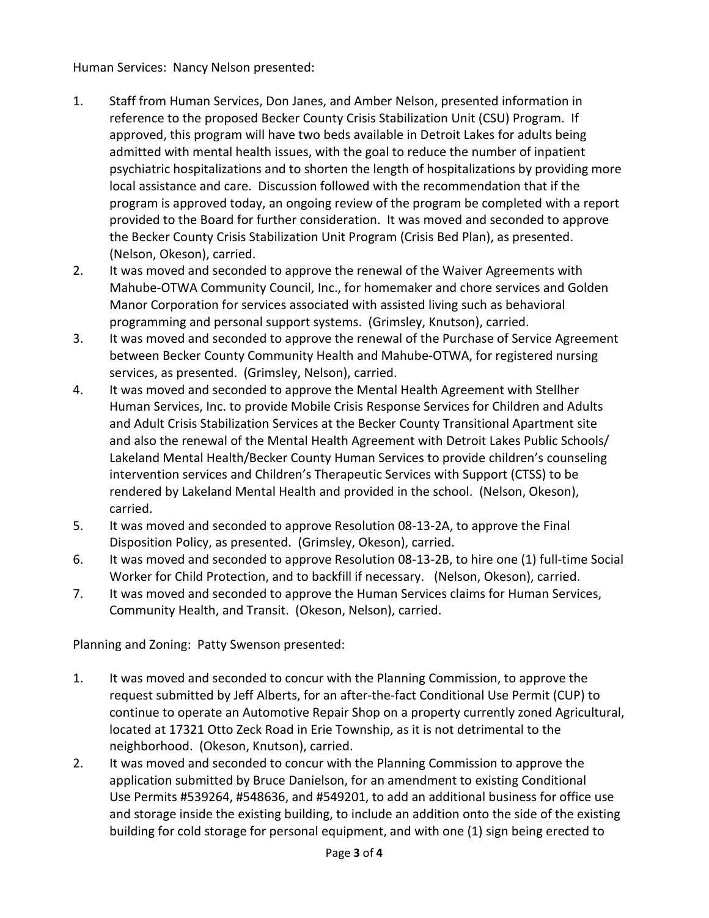Human Services: Nancy Nelson presented:

1. Staff from Human Services, Don Janes, and Amber Nelson, presented information in reference to the proposed Becker County Crisis Stabilization Unit (CSU) Program. If approved, this program will have two beds available in Detroit Lakes for adults being admitted with mental health issues, with the goal to reduce the number of inpatient psychiatric hospitalizations and to shorten the length of hospitalizations by providing more local assistance and care. Discussion followed with the recommendation that if the program is approved today, an ongoing review of the program be completed with a report provided to the Board for further consideration. It was moved and seconded to approve the Becker County Crisis Stabilization Unit Program (Crisis Bed Plan), as presented. (Nelson, Okeson), carried.
2. It was moved and seconded to approve the renewal of the Waiver Agreements with Mahube-OTWA Community Council, Inc., for homemaker and chore services and Golden Manor Corporation for services associated with assisted living such as behavioral programming and personal support systems. (Grimsley, Knutson), carried.
3. It was moved and seconded to approve the renewal of the Purchase of Service Agreement between Becker County Community Health and Mahube-OTWA, for registered nursing services, as presented. (Grimsley, Nelson), carried.
4. It was moved and seconded to approve the Mental Health Agreement with Stellher Human Services, Inc. to provide Mobile Crisis Response Services for Children and Adults and Adult Crisis Stabilization Services at the Becker County Transitional Apartment site and also the renewal of the Mental Health Agreement with Detroit Lakes Public Schools/ Lakeland Mental Health/Becker County Human Services to provide children's counseling intervention services and Children's Therapeutic Services with Support (CTSS) to be rendered by Lakeland Mental Health and provided in the school. (Nelson, Okeson), carried.
5. It was moved and seconded to approve Resolution 08-13-2A, to approve the Final Disposition Policy, as presented. (Grimsley, Okeson), carried.
6. It was moved and seconded to approve Resolution 08-13-2B, to hire one (1) full-time Social Worker for Child Protection, and to backfill if necessary. (Nelson, Okeson), carried.
7. It was moved and seconded to approve the Human Services claims for Human Services, Community Health, and Transit. (Okeson, Nelson), carried.

Planning and Zoning: Patty Swenson presented:

1. It was moved and seconded to concur with the Planning Commission, to approve the request submitted by Jeff Alberts, for an after-the-fact Conditional Use Permit (CUP) to continue to operate an Automotive Repair Shop on a property currently zoned Agricultural, located at 17321 Otto Zeck Road in Erie Township, as it is not detrimental to the neighborhood. (Okeson, Knutson), carried.
2. It was moved and seconded to concur with the Planning Commission to approve the application submitted by Bruce Danielson, for an amendment to existing Conditional Use Permits #539264, #548636, and #549201, to add an additional business for office use and storage inside the existing building, to include an addition onto the side of the existing building for cold storage for personal equipment, and with one (1) sign being erected to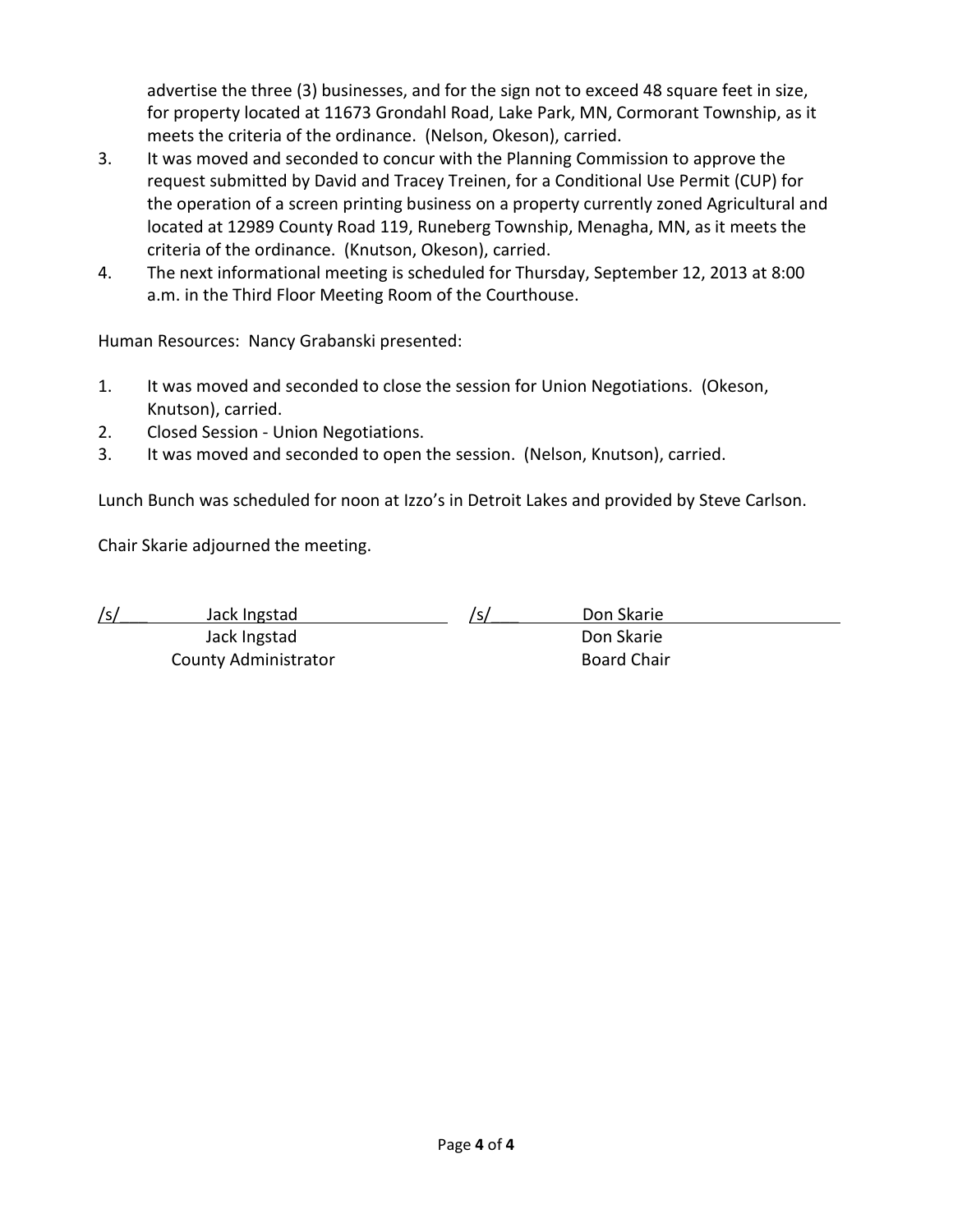advertise the three (3) businesses, and for the sign not to exceed 48 square feet in size, for property located at 11673 Grondahl Road, Lake Park, MN, Cormorant Township, as it meets the criteria of the ordinance. (Nelson, Okeson), carried.

3. It was moved and seconded to concur with the Planning Commission to approve the request submitted by David and Tracey Treinen, for a Conditional Use Permit (CUP) for the operation of a screen printing business on a property currently zoned Agricultural and located at 12989 County Road 119, Runeberg Township, Menagha, MN, as it meets the criteria of the ordinance. (Knutson, Okeson), carried.
4. The next informational meeting is scheduled for Thursday, September 12, 2013 at 8:00 a.m. in the Third Floor Meeting Room of the Courthouse.

Human Resources: Nancy Grabanski presented:

1. It was moved and seconded to close the session for Union Negotiations. (Okeson, Knutson), carried.
2. Closed Session - Union Negotiations.
3. It was moved and seconded to open the session. (Nelson, Knutson), carried.

Lunch Bunch was scheduled for noon at Izzo's in Detroit Lakes and provided by Steve Carlson.

Chair Skarie adjourned the meeting.

/s/___ Jack Ingstad
Jack Ingstad
County Administrator

/s/___ Don Skarie
Don Skarie
Board Chair